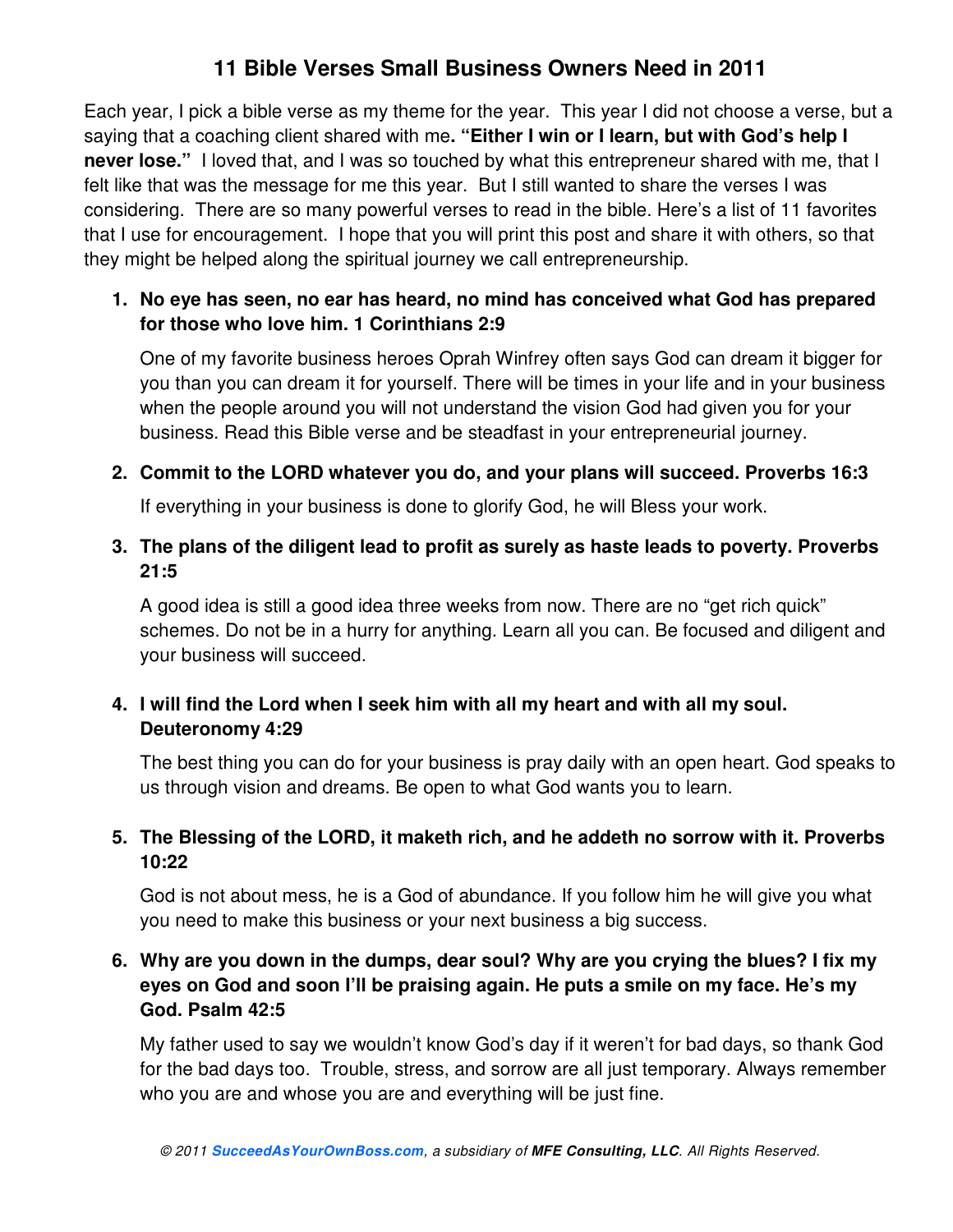# 11 Bible Verses Small Business Owners Need in 2011

Each year, I pick a bible verse as my theme for the year. This year I did not choose a verse, but a saying that a coaching client shared with me**. "Either I win or I learn, but with God's help I never lose."** I loved that, and I was so touched by what this entrepreneur shared with me, that I felt like that was the message for me this year. But I still wanted to share the verses I was considering. There are so many powerful verses to read in the bible. Here's a list of 11 favorites that I use for encouragement. I hope that you will print this post and share it with others, so that they might be helped along the spiritual journey we call entrepreneurship.

1. **No eye has seen, no ear has heard, no mind has conceived what God has prepared for those who love him. 1 Corinthians 2:9**

   One of my favorite business heroes Oprah Winfrey often says God can dream it bigger for you than you can dream it for yourself. There will be times in your life and in your business when the people around you will not understand the vision God had given you for your business. Read this Bible verse and be steadfast in your entrepreneurial journey.

2. **Commit to the LORD whatever you do, and your plans will succeed. Proverbs 16:3**

   If everything in your business is done to glorify God, he will Bless your work.

3. **The plans of the diligent lead to profit as surely as haste leads to poverty. Proverbs 21:5**

   A good idea is still a good idea three weeks from now. There are no "get rich quick" schemes. Do not be in a hurry for anything. Learn all you can. Be focused and diligent and your business will succeed.

4. **I will find the Lord when I seek him with all my heart and with all my soul. Deuteronomy 4:29**

   The best thing you can do for your business is pray daily with an open heart. God speaks to us through vision and dreams. Be open to what God wants you to learn.

5. **The Blessing of the LORD, it maketh rich, and he addeth no sorrow with it. Proverbs 10:22**

   God is not about mess, he is a God of abundance. If you follow him he will give you what you need to make this business or your next business a big success.

6. **Why are you down in the dumps, dear soul? Why are you crying the blues? I fix my eyes on God and soon I'll be praising again. He puts a smile on my face. He's my God. Psalm 42:5**

   My father used to say we wouldn't know God's day if it weren't for bad days, so thank God for the bad days too. Trouble, stress, and sorrow are all just temporary. Always remember who you are and whose you are and everything will be just fine.

*© 2011 **SucceedAsYourOwnBoss.com**, a subsidiary of **MFE Consulting, LLC**. All Rights Reserved.*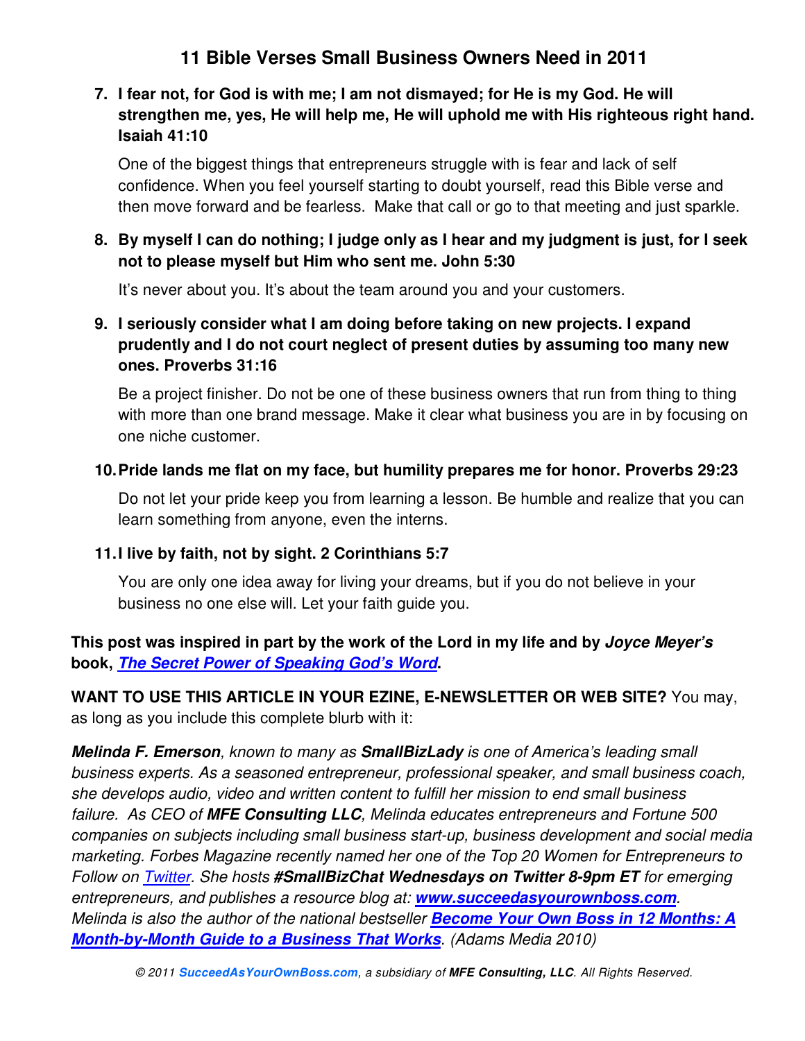## 11 Bible Verses Small Business Owners Need in 2011

7. **I fear not, for God is with me; I am not dismayed; for He is my God. He will strengthen me, yes, He will help me, He will uphold me with His righteous right hand. Isaiah 41:10**

   One of the biggest things that entrepreneurs struggle with is fear and lack of self confidence. When you feel yourself starting to doubt yourself, read this Bible verse and then move forward and be fearless. Make that call or go to that meeting and just sparkle.

8. **By myself I can do nothing; I judge only as I hear and my judgment is just, for I seek not to please myself but Him who sent me. John 5:30**

   It's never about you. It's about the team around you and your customers.

9. **I seriously consider what I am doing before taking on new projects. I expand prudently and I do not court neglect of present duties by assuming too many new ones. Proverbs 31:16**

   Be a project finisher. Do not be one of these business owners that run from thing to thing with more than one brand message. Make it clear what business you are in by focusing on one niche customer.

10. **Pride lands me flat on my face, but humility prepares me for honor. Proverbs 29:23**

    Do not let your pride keep you from learning a lesson. Be humble and realize that you can learn something from anyone, even the interns.

11. **I live by faith, not by sight. 2 Corinthians 5:7**

    You are only one idea away for living your dreams, but if you do not believe in your business no one else will. Let your faith guide you.

**This post was inspired in part by the work of the Lord in my life and by *Joyce Meyer's* book, *The Secret Power of Speaking God's Word*.**

**WANT TO USE THIS ARTICLE IN YOUR EZINE, E-NEWSLETTER OR WEB SITE?** You may, as long as you include this complete blurb with it:

***Melinda F. Emerson****, known to many as* ***SmallBizLady*** *is one of America's leading small business experts. As a seasoned entrepreneur, professional speaker, and small business coach, she develops audio, video and written content to fulfill her mission to end small business failure. As CEO of* ***MFE Consulting LLC****, Melinda educates entrepreneurs and Fortune 500 companies on subjects including small business start-up, business development and social media marketing. Forbes Magazine recently named her one of the Top 20 Women for Entrepreneurs to Follow on Twitter. She hosts* ***#SmallBizChat Wednesdays on Twitter 8-9pm ET*** *for emerging entrepreneurs, and publishes a resource blog at:* ***www.succeedasyourownboss.com****. Melinda is also the author of the national bestseller* ***Become Your Own Boss in 12 Months: A Month-by-Month Guide to a Business That Works****. (Adams Media 2010)*

*© 2011* ***SucceedAsYourOwnBoss.com****, a subsidiary of* ***MFE Consulting, LLC****. All Rights Reserved.*